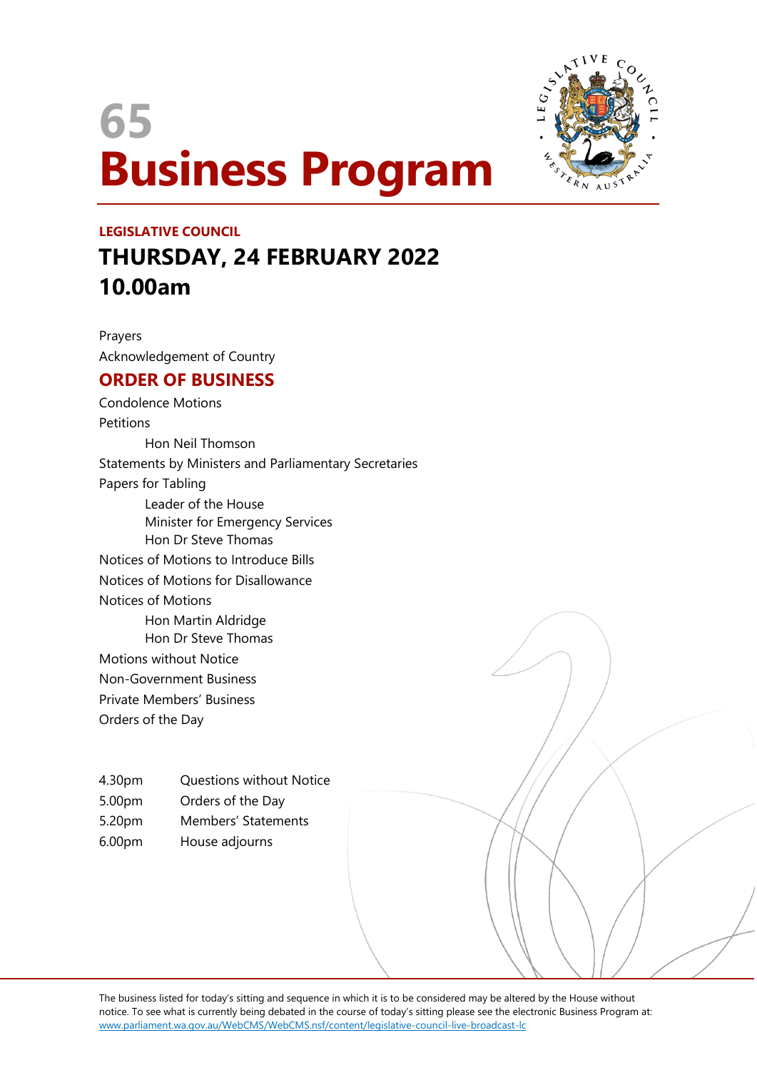# 65
# Business Program

**LEGISLATIVE COUNCIL**

## THURSDAY, 24 FEBRUARY 2022
## 10.00am

Prayers

Acknowledgement of Country

## ORDER OF BUSINESS

Condolence Motions

Petitions

- Hon Neil Thomson

Statements by Ministers and Parliamentary Secretaries

Papers for Tabling

- Leader of the House
- Minister for Emergency Services
- Hon Dr Steve Thomas

Notices of Motions to Introduce Bills

Notices of Motions for Disallowance

Notices of Motions

- Hon Martin Aldridge
- Hon Dr Steve Thomas

Motions without Notice

Non-Government Business

Private Members' Business

Orders of the Day

| | |
|---|---|
| 4.30pm | Questions without Notice |
| 5.00pm | Orders of the Day |
| 5.20pm | Members' Statements |
| 6.00pm | House adjourns |

The business listed for today's sitting and sequence in which it is to be considered may be altered by the House without notice. To see what is currently being debated in the course of today's sitting please see the electronic Business Program at: www.parliament.wa.gov.au/WebCMS/WebCMS.nsf/content/legislative-council-live-broadcast-lc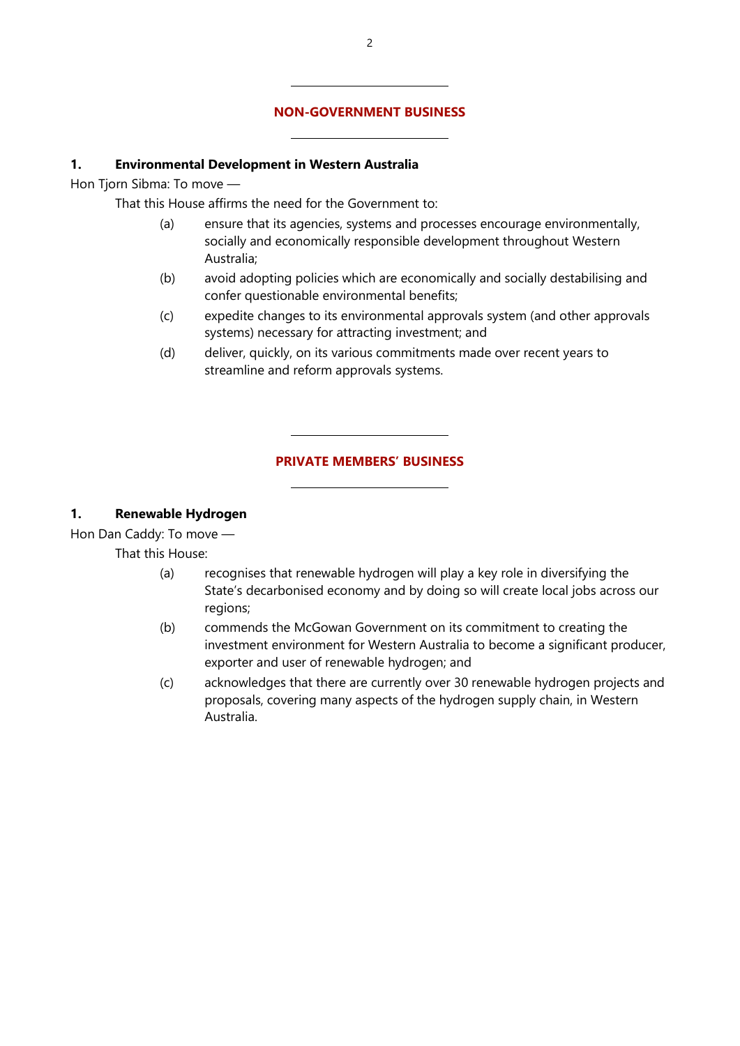## NON-GOVERNMENT BUSINESS

### 1. Environmental Development in Western Australia

Hon Tjorn Sibma: To move —

That this House affirms the need for the Government to:

(a) ensure that its agencies, systems and processes encourage environmentally, socially and economically responsible development throughout Western Australia;

(b) avoid adopting policies which are economically and socially destabilising and confer questionable environmental benefits;

(c) expedite changes to its environmental approvals system (and other approvals systems) necessary for attracting investment; and

(d) deliver, quickly, on its various commitments made over recent years to streamline and reform approvals systems.

## PRIVATE MEMBERS' BUSINESS

### 1. Renewable Hydrogen

Hon Dan Caddy: To move —

That this House:

(a) recognises that renewable hydrogen will play a key role in diversifying the State's decarbonised economy and by doing so will create local jobs across our regions;

(b) commends the McGowan Government on its commitment to creating the investment environment for Western Australia to become a significant producer, exporter and user of renewable hydrogen; and

(c) acknowledges that there are currently over 30 renewable hydrogen projects and proposals, covering many aspects of the hydrogen supply chain, in Western Australia.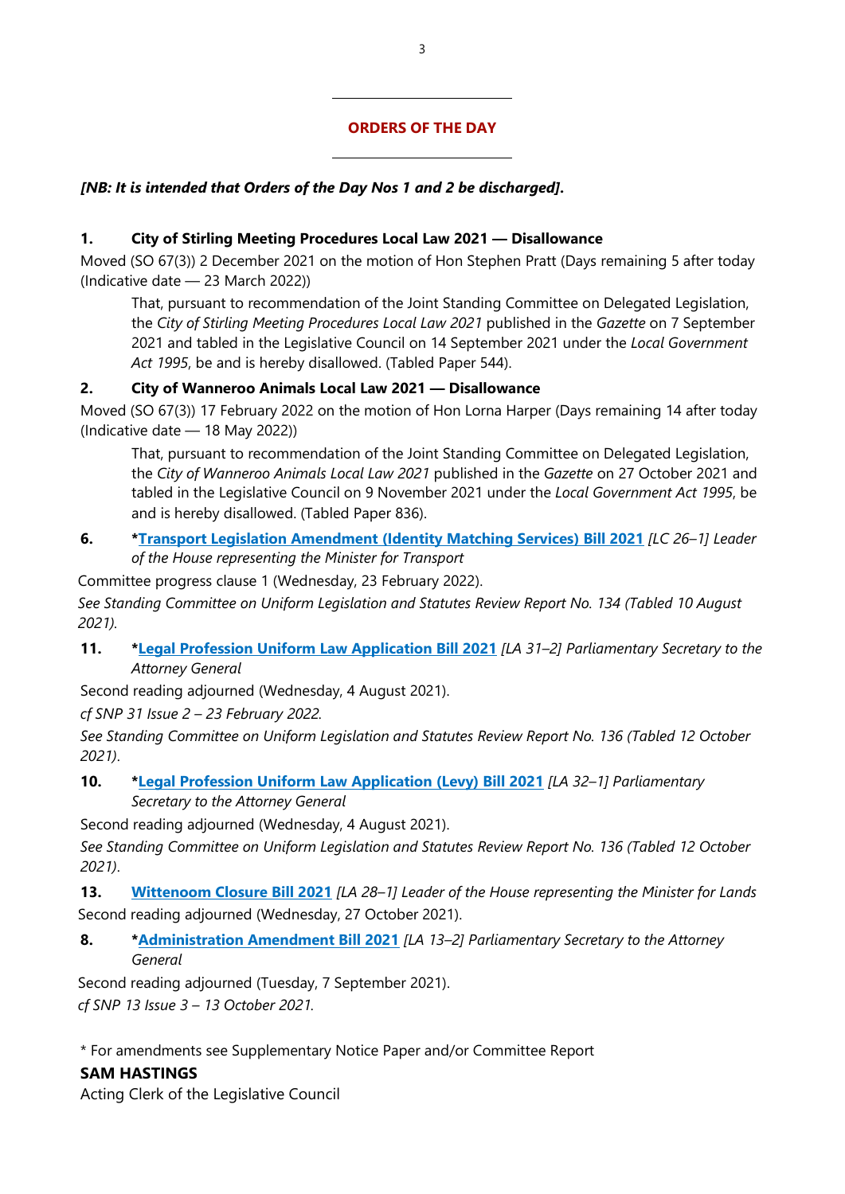## ORDERS OF THE DAY

***[NB: It is intended that Orders of the Day Nos 1 and 2 be discharged].***

**1. City of Stirling Meeting Procedures Local Law 2021 — Disallowance**

Moved (SO 67(3)) 2 December 2021 on the motion of Hon Stephen Pratt (Days remaining 5 after today (Indicative date — 23 March 2022))

> That, pursuant to recommendation of the Joint Standing Committee on Delegated Legislation, the *City of Stirling Meeting Procedures Local Law 2021* published in the *Gazette* on 7 September 2021 and tabled in the Legislative Council on 14 September 2021 under the *Local Government Act 1995*, be and is hereby disallowed. (Tabled Paper 544).

**2. City of Wanneroo Animals Local Law 2021 — Disallowance**

Moved (SO 67(3)) 17 February 2022 on the motion of Hon Lorna Harper (Days remaining 14 after today (Indicative date — 18 May 2022))

> That, pursuant to recommendation of the Joint Standing Committee on Delegated Legislation, the *City of Wanneroo Animals Local Law 2021* published in the *Gazette* on 27 October 2021 and tabled in the Legislative Council on 9 November 2021 under the *Local Government Act 1995*, be and is hereby disallowed. (Tabled Paper 836).

**6. *Transport Legislation Amendment (Identity Matching Services) Bill 2021** *[LC 26–1] Leader of the House representing the Minister for Transport*

Committee progress clause 1 (Wednesday, 23 February 2022).

*See Standing Committee on Uniform Legislation and Statutes Review Report No. 134 (Tabled 10 August 2021).*

**11. *Legal Profession Uniform Law Application Bill 2021** *[LA 31–2] Parliamentary Secretary to the Attorney General*

Second reading adjourned (Wednesday, 4 August 2021).

*cf SNP 31 Issue 2 – 23 February 2022.*

*See Standing Committee on Uniform Legislation and Statutes Review Report No. 136 (Tabled 12 October 2021).*

**10. *Legal Profession Uniform Law Application (Levy) Bill 2021** *[LA 32–1] Parliamentary Secretary to the Attorney General*

Second reading adjourned (Wednesday, 4 August 2021).

*See Standing Committee on Uniform Legislation and Statutes Review Report No. 136 (Tabled 12 October 2021).*

**13. Wittenoom Closure Bill 2021** *[LA 28–1] Leader of the House representing the Minister for Lands*

Second reading adjourned (Wednesday, 27 October 2021).

**8. *Administration Amendment Bill 2021** *[LA 13–2] Parliamentary Secretary to the Attorney General*

Second reading adjourned (Tuesday, 7 September 2021).

*cf SNP 13 Issue 3 – 13 October 2021.*

\* For amendments see Supplementary Notice Paper and/or Committee Report

**SAM HASTINGS**

Acting Clerk of the Legislative Council